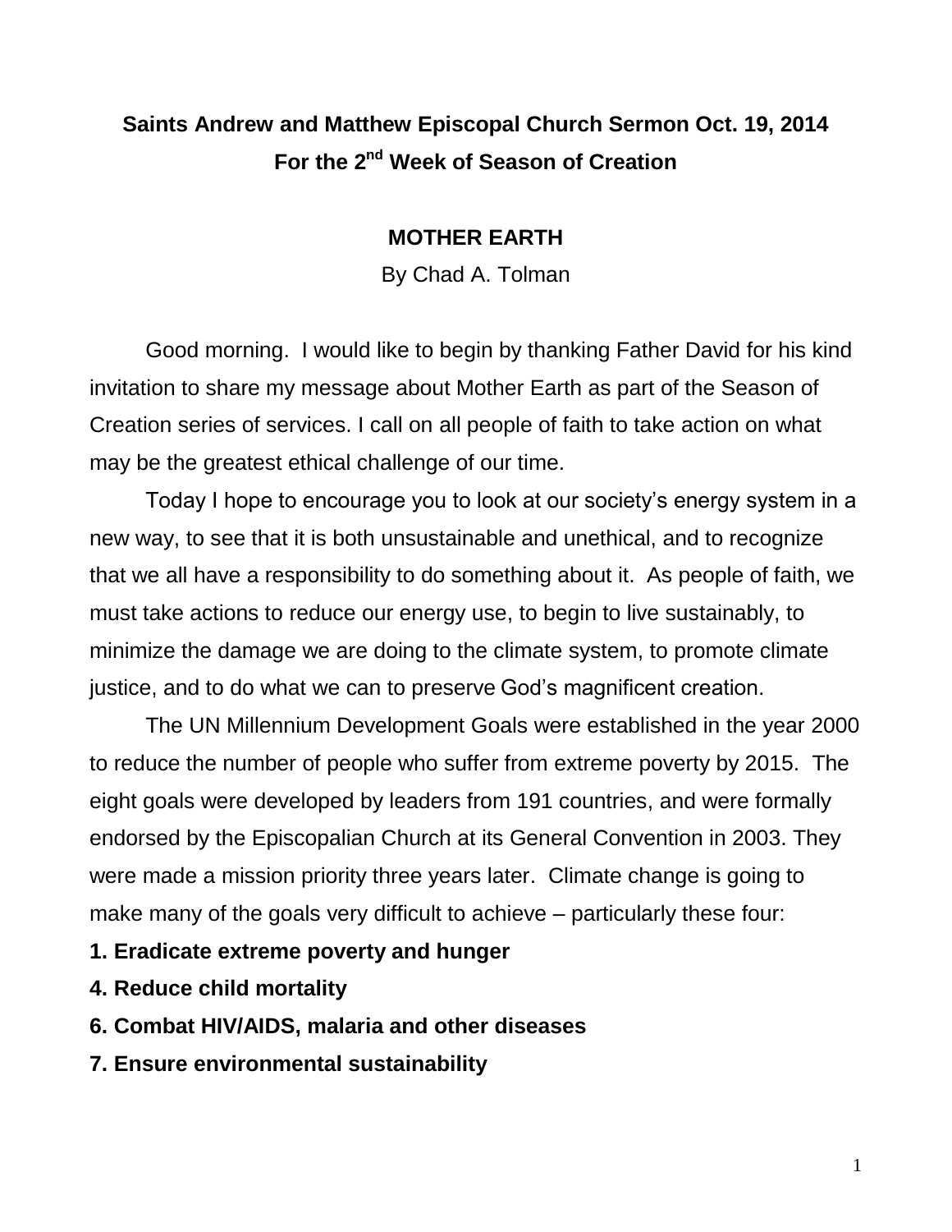# Saints Andrew and Matthew Episcopal Church Sermon Oct. 19, 2014
# For the 2nd Week of Season of Creation

## MOTHER EARTH

By Chad A. Tolman

Good morning. I would like to begin by thanking Father David for his kind invitation to share my message about Mother Earth as part of the Season of Creation series of services. I call on all people of faith to take action on what may be the greatest ethical challenge of our time.

Today I hope to encourage you to look at our society's energy system in a new way, to see that it is both unsustainable and unethical, and to recognize that we all have a responsibility to do something about it. As people of faith, we must take actions to reduce our energy use, to begin to live sustainably, to minimize the damage we are doing to the climate system, to promote climate justice, and to do what we can to preserve God's magnificent creation.

The UN Millennium Development Goals were established in the year 2000 to reduce the number of people who suffer from extreme poverty by 2015. The eight goals were developed by leaders from 191 countries, and were formally endorsed by the Episcopalian Church at its General Convention in 2003. They were made a mission priority three years later. Climate change is going to make many of the goals very difficult to achieve – particularly these four:

**1. Eradicate extreme poverty and hunger**

**4. Reduce child mortality**

**6. Combat HIV/AIDS, malaria and other diseases**

**7. Ensure environmental sustainability**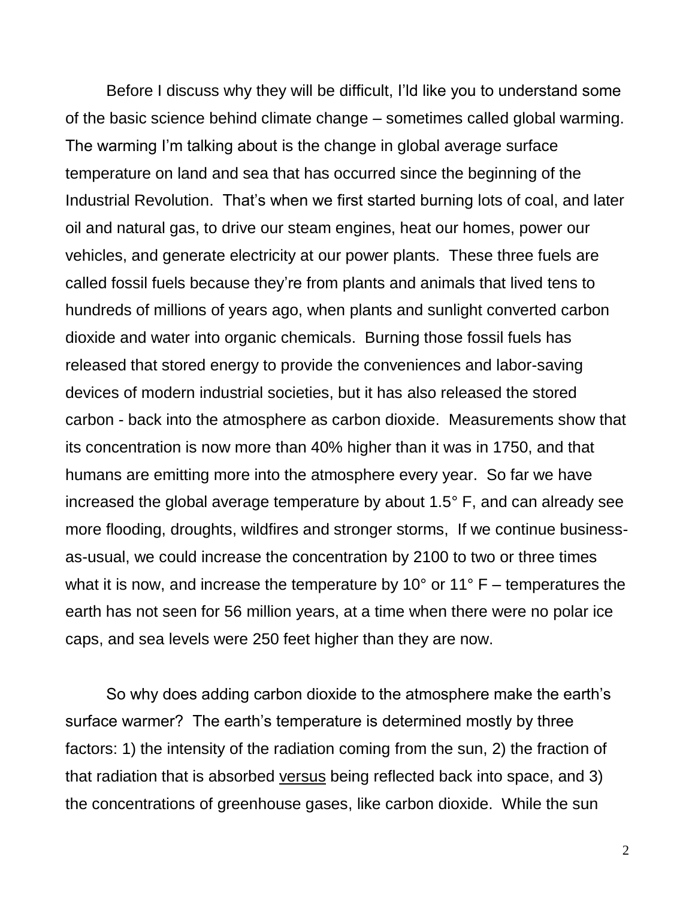Before I discuss why they will be difficult, I'ld like you to understand some of the basic science behind climate change – sometimes called global warming. The warming I'm talking about is the change in global average surface temperature on land and sea that has occurred since the beginning of the Industrial Revolution. That's when we first started burning lots of coal, and later oil and natural gas, to drive our steam engines, heat our homes, power our vehicles, and generate electricity at our power plants. These three fuels are called fossil fuels because they're from plants and animals that lived tens to hundreds of millions of years ago, when plants and sunlight converted carbon dioxide and water into organic chemicals. Burning those fossil fuels has released that stored energy to provide the conveniences and labor-saving devices of modern industrial societies, but it has also released the stored carbon - back into the atmosphere as carbon dioxide. Measurements show that its concentration is now more than 40% higher than it was in 1750, and that humans are emitting more into the atmosphere every year. So far we have increased the global average temperature by about 1.5° F, and can already see more flooding, droughts, wildfires and stronger storms, If we continue business-as-usual, we could increase the concentration by 2100 to two or three times what it is now, and increase the temperature by 10° or 11° F – temperatures the earth has not seen for 56 million years, at a time when there were no polar ice caps, and sea levels were 250 feet higher than they are now.

So why does adding carbon dioxide to the atmosphere make the earth's surface warmer? The earth's temperature is determined mostly by three factors: 1) the intensity of the radiation coming from the sun, 2) the fraction of that radiation that is absorbed <u>versus</u> being reflected back into space, and 3) the concentrations of greenhouse gases, like carbon dioxide. While the sun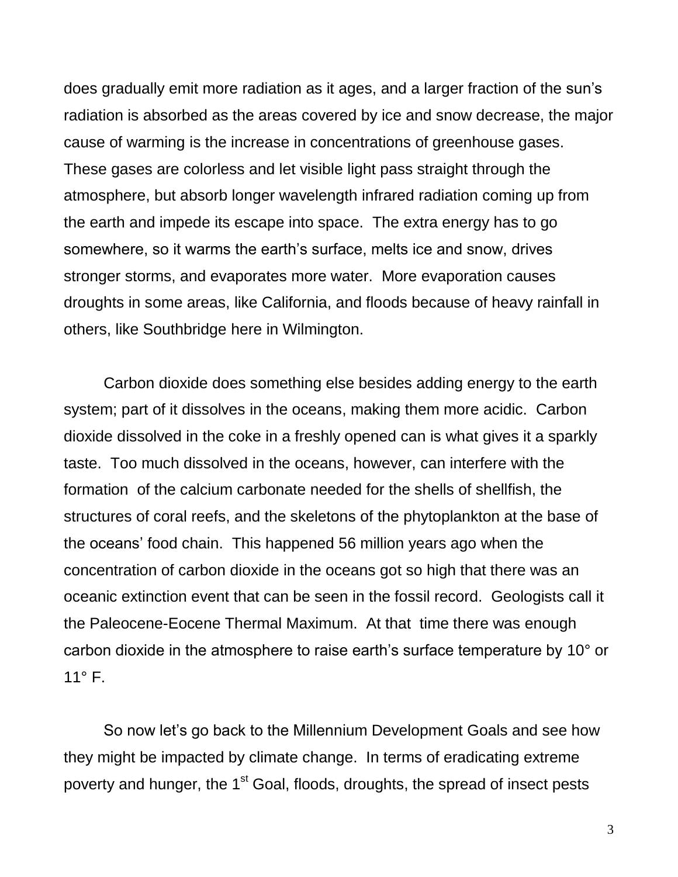does gradually emit more radiation as it ages, and a larger fraction of the sun's radiation is absorbed as the areas covered by ice and snow decrease, the major cause of warming is the increase in concentrations of greenhouse gases. These gases are colorless and let visible light pass straight through the atmosphere, but absorb longer wavelength infrared radiation coming up from the earth and impede its escape into space. The extra energy has to go somewhere, so it warms the earth's surface, melts ice and snow, drives stronger storms, and evaporates more water. More evaporation causes droughts in some areas, like California, and floods because of heavy rainfall in others, like Southbridge here in Wilmington.

Carbon dioxide does something else besides adding energy to the earth system; part of it dissolves in the oceans, making them more acidic. Carbon dioxide dissolved in the coke in a freshly opened can is what gives it a sparkly taste. Too much dissolved in the oceans, however, can interfere with the formation of the calcium carbonate needed for the shells of shellfish, the structures of coral reefs, and the skeletons of the phytoplankton at the base of the oceans' food chain. This happened 56 million years ago when the concentration of carbon dioxide in the oceans got so high that there was an oceanic extinction event that can be seen in the fossil record. Geologists call it the Paleocene-Eocene Thermal Maximum. At that time there was enough carbon dioxide in the atmosphere to raise earth's surface temperature by 10° or 11° F.

So now let's go back to the Millennium Development Goals and see how they might be impacted by climate change. In terms of eradicating extreme poverty and hunger, the 1st Goal, floods, droughts, the spread of insect pests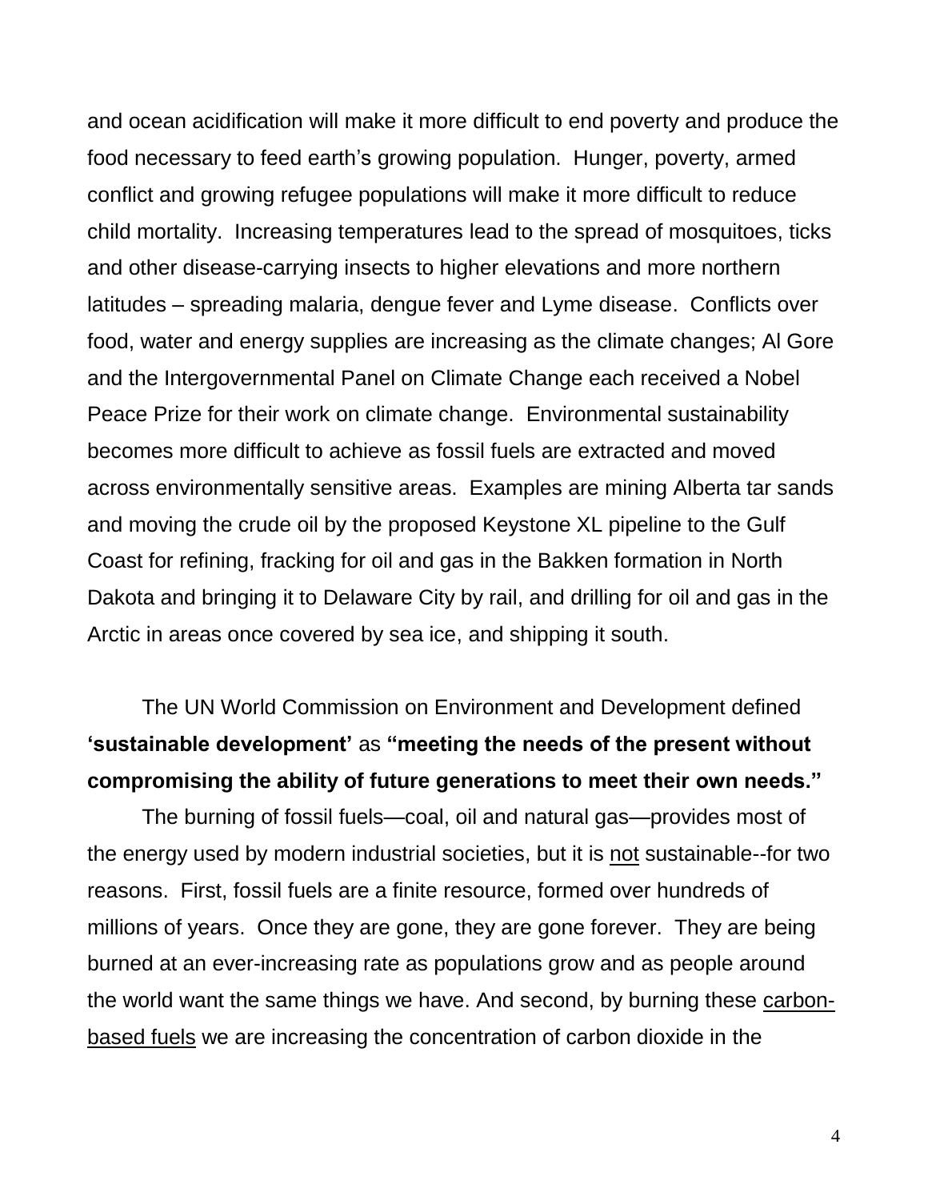and ocean acidification will make it more difficult to end poverty and produce the food necessary to feed earth's growing population. Hunger, poverty, armed conflict and growing refugee populations will make it more difficult to reduce child mortality. Increasing temperatures lead to the spread of mosquitoes, ticks and other disease-carrying insects to higher elevations and more northern latitudes – spreading malaria, dengue fever and Lyme disease. Conflicts over food, water and energy supplies are increasing as the climate changes; Al Gore and the Intergovernmental Panel on Climate Change each received a Nobel Peace Prize for their work on climate change. Environmental sustainability becomes more difficult to achieve as fossil fuels are extracted and moved across environmentally sensitive areas. Examples are mining Alberta tar sands and moving the crude oil by the proposed Keystone XL pipeline to the Gulf Coast for refining, fracking for oil and gas in the Bakken formation in North Dakota and bringing it to Delaware City by rail, and drilling for oil and gas in the Arctic in areas once covered by sea ice, and shipping it south.

The UN World Commission on Environment and Development defined **'sustainable development'** as **"meeting the needs of the present without compromising the ability of future generations to meet their own needs."**

The burning of fossil fuels—coal, oil and natural gas—provides most of the energy used by modern industrial societies, but it is <u>not</u> sustainable--for two reasons. First, fossil fuels are a finite resource, formed over hundreds of millions of years. Once they are gone, they are gone forever. They are being burned at an ever-increasing rate as populations grow and as people around the world want the same things we have. And second, by burning these <u>carbon-based fuels</u> we are increasing the concentration of carbon dioxide in the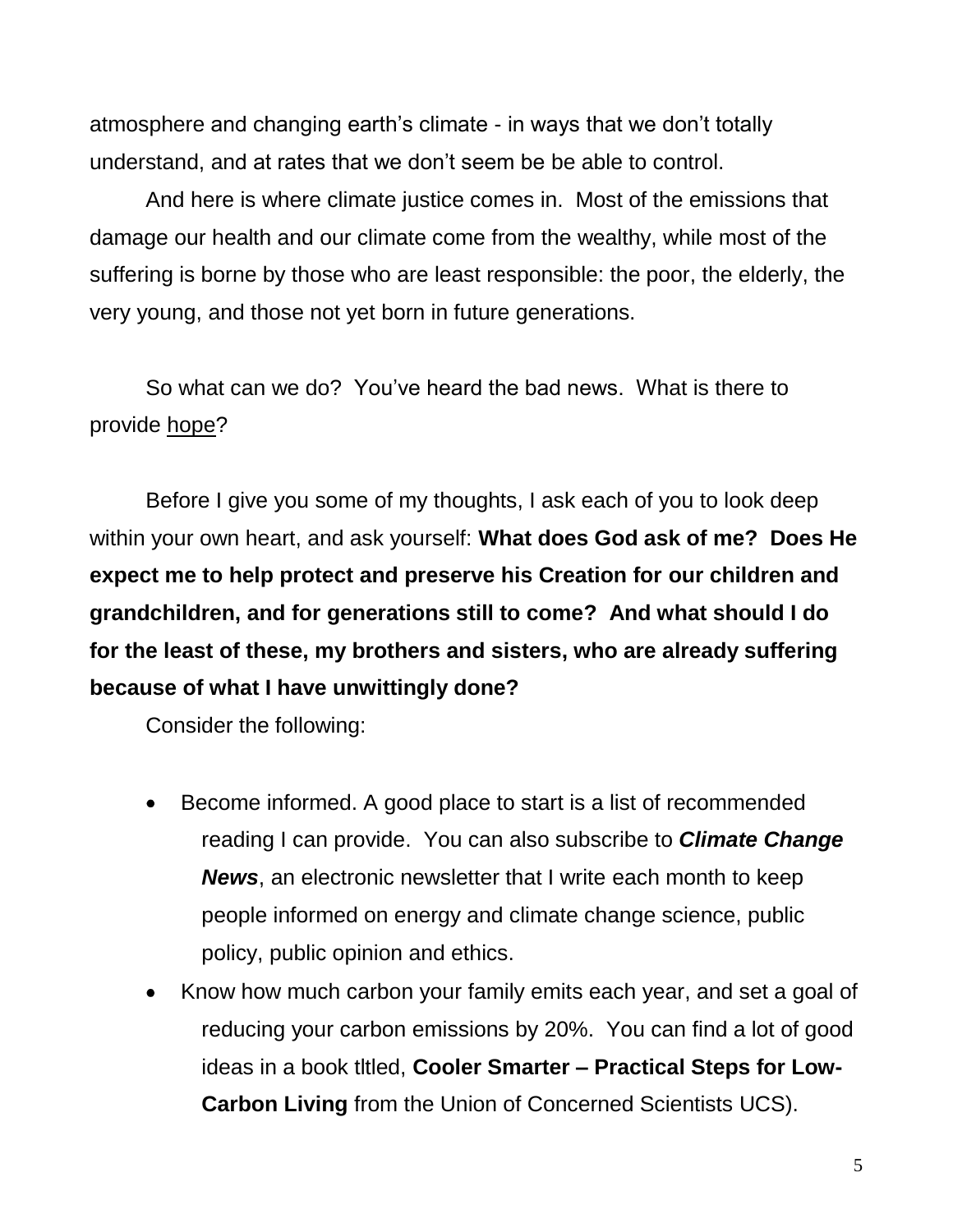atmosphere and changing earth's climate - in ways that we don't totally understand, and at rates that we don't seem be be able to control.

And here is where climate justice comes in. Most of the emissions that damage our health and our climate come from the wealthy, while most of the suffering is borne by those who are least responsible: the poor, the elderly, the very young, and those not yet born in future generations.

So what can we do? You've heard the bad news. What is there to provide <u>hope</u>?

Before I give you some of my thoughts, I ask each of you to look deep within your own heart, and ask yourself: **What does God ask of me? Does He expect me to help protect and preserve his Creation for our children and grandchildren, and for generations still to come? And what should I do for the least of these, my brothers and sisters, who are already suffering because of what I have unwittingly done?**

Consider the following:

- Become informed. A good place to start is a list of recommended reading I can provide. You can also subscribe to ***Climate Change News***, an electronic newsletter that I write each month to keep people informed on energy and climate change science, public policy, public opinion and ethics.
- Know how much carbon your family emits each year, and set a goal of reducing your carbon emissions by 20%. You can find a lot of good ideas in a book tltled, **Cooler Smarter – Practical Steps for Low-Carbon Living** from the Union of Concerned Scientists UCS).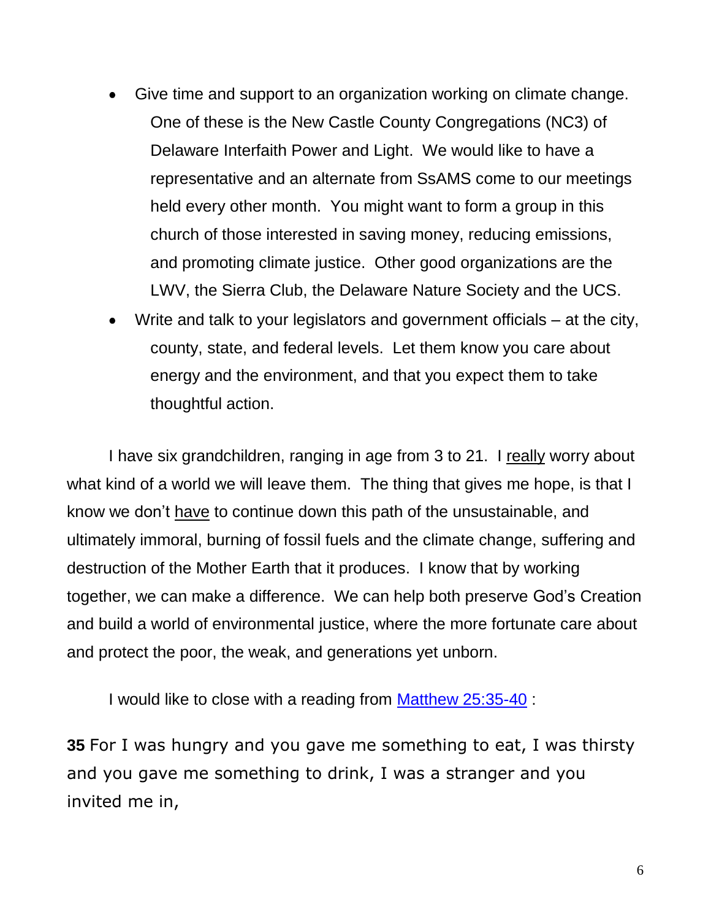- Give time and support to an organization working on climate change. One of these is the New Castle County Congregations (NC3) of Delaware Interfaith Power and Light. We would like to have a representative and an alternate from SsAMS come to our meetings held every other month. You might want to form a group in this church of those interested in saving money, reducing emissions, and promoting climate justice. Other good organizations are the LWV, the Sierra Club, the Delaware Nature Society and the UCS.
- Write and talk to your legislators and government officials – at the city, county, state, and federal levels. Let them know you care about energy and the environment, and that you expect them to take thoughtful action.

I have six grandchildren, ranging in age from 3 to 21. I really worry about what kind of a world we will leave them. The thing that gives me hope, is that I know we don't have to continue down this path of the unsustainable, and ultimately immoral, burning of fossil fuels and the climate change, suffering and destruction of the Mother Earth that it produces. I know that by working together, we can make a difference. We can help both preserve God's Creation and build a world of environmental justice, where the more fortunate care about and protect the poor, the weak, and generations yet unborn.

I would like to close with a reading from [Matthew 25:35-40](#) :

**35** For I was hungry and you gave me something to eat, I was thirsty and you gave me something to drink, I was a stranger and you invited me in,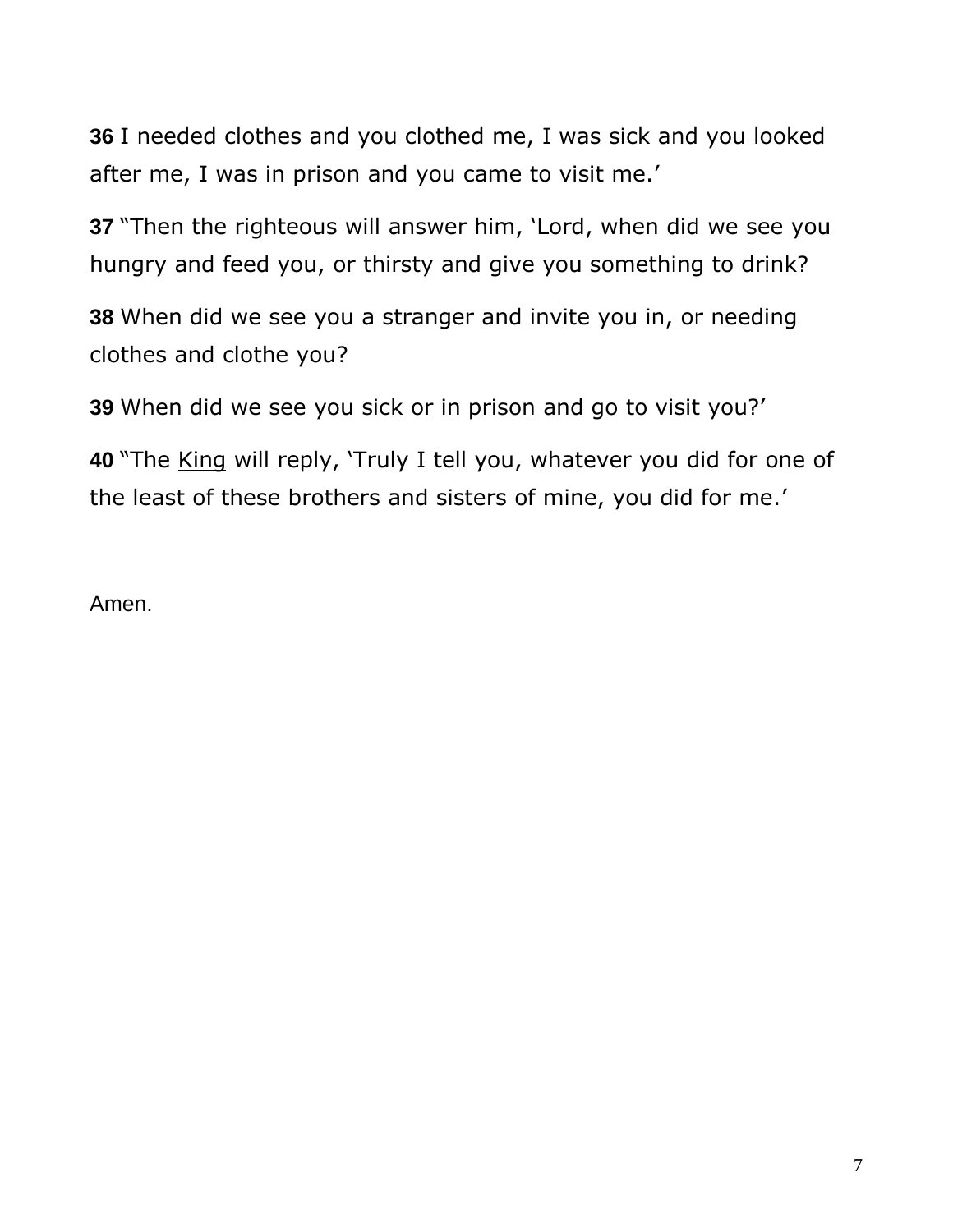**36** I needed clothes and you clothed me, I was sick and you looked after me, I was in prison and you came to visit me.'

**37** "Then the righteous will answer him, 'Lord, when did we see you hungry and feed you, or thirsty and give you something to drink?

**38** When did we see you a stranger and invite you in, or needing clothes and clothe you?

**39** When did we see you sick or in prison and go to visit you?'

**40** "The King will reply, 'Truly I tell you, whatever you did for one of the least of these brothers and sisters of mine, you did for me.'

Amen.